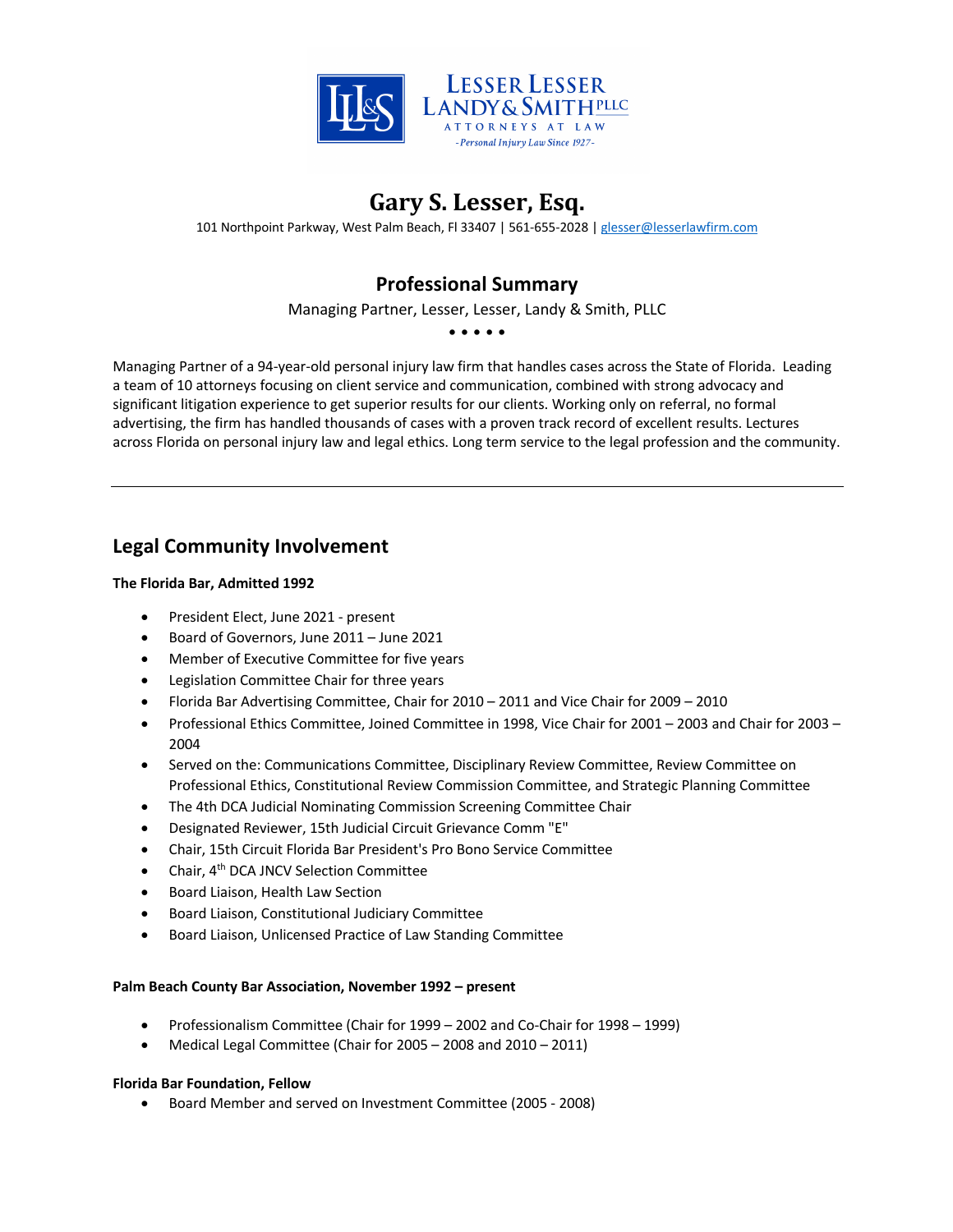LESSER LESSER LANDY & SMITH PLLC
ATTORNEYS AT LAW
*-Personal Injury Law Since 1927-*

# Gary S. Lesser, Esq.

101 Northpoint Parkway, West Palm Beach, Fl 33407 | 561-655-2028 | glesser@lesserlawfirm.com

## Professional Summary

Managing Partner, Lesser, Lesser, Landy & Smith, PLLC

• • • • •

Managing Partner of a 94-year-old personal injury law firm that handles cases across the State of Florida. Leading a team of 10 attorneys focusing on client service and communication, combined with strong advocacy and significant litigation experience to get superior results for our clients. Working only on referral, no formal advertising, the firm has handled thousands of cases with a proven track record of excellent results. Lectures across Florida on personal injury law and legal ethics. Long term service to the legal profession and the community.

---

## Legal Community Involvement

**The Florida Bar, Admitted 1992**

- President Elect, June 2021 - present
- Board of Governors, June 2011 – June 2021
- Member of Executive Committee for five years
- Legislation Committee Chair for three years
- Florida Bar Advertising Committee, Chair for 2010 – 2011 and Vice Chair for 2009 – 2010
- Professional Ethics Committee, Joined Committee in 1998, Vice Chair for 2001 – 2003 and Chair for 2003 – 2004
- Served on the: Communications Committee, Disciplinary Review Committee, Review Committee on Professional Ethics, Constitutional Review Commission Committee, and Strategic Planning Committee
- The 4th DCA Judicial Nominating Commission Screening Committee Chair
- Designated Reviewer, 15th Judicial Circuit Grievance Comm "E"
- Chair, 15th Circuit Florida Bar President's Pro Bono Service Committee
- Chair, 4th DCA JNCV Selection Committee
- Board Liaison, Health Law Section
- Board Liaison, Constitutional Judiciary Committee
- Board Liaison, Unlicensed Practice of Law Standing Committee

**Palm Beach County Bar Association, November 1992 – present**

- Professionalism Committee (Chair for 1999 – 2002 and Co-Chair for 1998 – 1999)
- Medical Legal Committee (Chair for 2005 – 2008 and 2010 – 2011)

**Florida Bar Foundation, Fellow**

- Board Member and served on Investment Committee (2005 - 2008)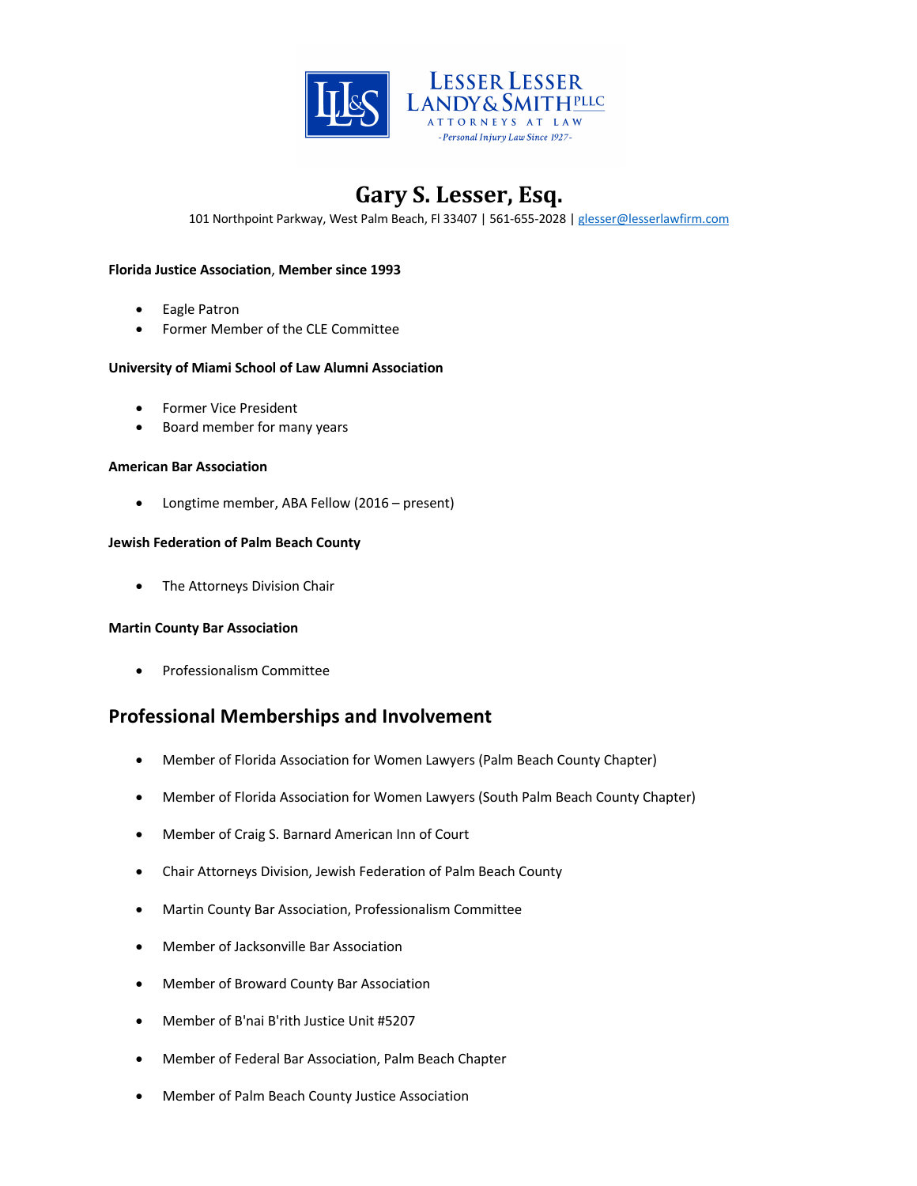**LESSER LESSER LANDY & SMITH PLLC**
ATTORNEYS AT LAW
*-Personal Injury Law Since 1927-*

# Gary S. Lesser, Esq.

101 Northpoint Parkway, West Palm Beach, Fl 33407 | 561-655-2028 | glesser@lesserlawfirm.com

**Florida Justice Association, Member since 1993**

- Eagle Patron
- Former Member of the CLE Committee

**University of Miami School of Law Alumni Association**

- Former Vice President
- Board member for many years

**American Bar Association**

- Longtime member, ABA Fellow (2016 – present)

**Jewish Federation of Palm Beach County**

- The Attorneys Division Chair

**Martin County Bar Association**

- Professionalism Committee

## Professional Memberships and Involvement

- Member of Florida Association for Women Lawyers (Palm Beach County Chapter)
- Member of Florida Association for Women Lawyers (South Palm Beach County Chapter)
- Member of Craig S. Barnard American Inn of Court
- Chair Attorneys Division, Jewish Federation of Palm Beach County
- Martin County Bar Association, Professionalism Committee
- Member of Jacksonville Bar Association
- Member of Broward County Bar Association
- Member of B'nai B'rith Justice Unit #5207
- Member of Federal Bar Association, Palm Beach Chapter
- Member of Palm Beach County Justice Association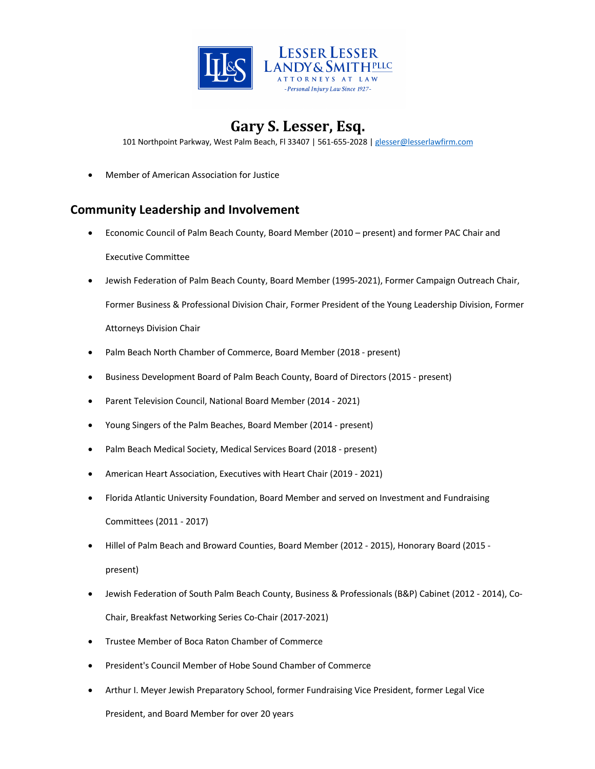# Gary S. Lesser, Esq.

101 Northpoint Parkway, West Palm Beach, Fl 33407 | 561-655-2028 | glesser@lesserlawfirm.com

- Member of American Association for Justice

## Community Leadership and Involvement

- Economic Council of Palm Beach County, Board Member (2010 – present) and former PAC Chair and Executive Committee
- Jewish Federation of Palm Beach County, Board Member (1995-2021), Former Campaign Outreach Chair, Former Business & Professional Division Chair, Former President of the Young Leadership Division, Former Attorneys Division Chair
- Palm Beach North Chamber of Commerce, Board Member (2018 - present)
- Business Development Board of Palm Beach County, Board of Directors (2015 - present)
- Parent Television Council, National Board Member (2014 - 2021)
- Young Singers of the Palm Beaches, Board Member (2014 - present)
- Palm Beach Medical Society, Medical Services Board (2018 - present)
- American Heart Association, Executives with Heart Chair (2019 - 2021)
- Florida Atlantic University Foundation, Board Member and served on Investment and Fundraising Committees (2011 - 2017)
- Hillel of Palm Beach and Broward Counties, Board Member (2012 - 2015), Honorary Board (2015 - present)
- Jewish Federation of South Palm Beach County, Business & Professionals (B&P) Cabinet (2012 - 2014), Co-Chair, Breakfast Networking Series Co-Chair (2017-2021)
- Trustee Member of Boca Raton Chamber of Commerce
- President's Council Member of Hobe Sound Chamber of Commerce
- Arthur I. Meyer Jewish Preparatory School, former Fundraising Vice President, former Legal Vice President, and Board Member for over 20 years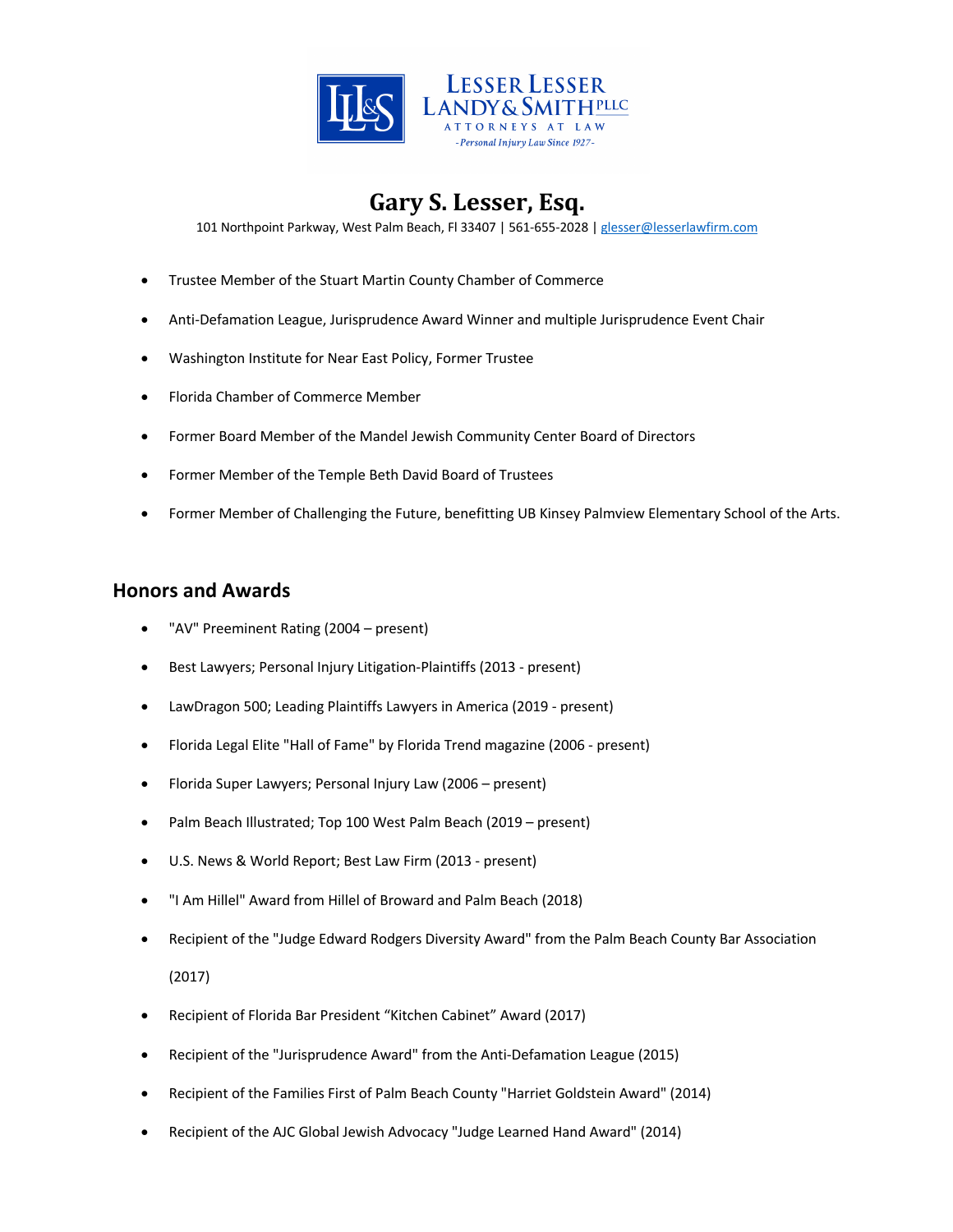# Gary S. Lesser, Esq.

101 Northpoint Parkway, West Palm Beach, Fl 33407 | 561-655-2028 | glesser@lesserlawfirm.com

- Trustee Member of the Stuart Martin County Chamber of Commerce
- Anti-Defamation League, Jurisprudence Award Winner and multiple Jurisprudence Event Chair
- Washington Institute for Near East Policy, Former Trustee
- Florida Chamber of Commerce Member
- Former Board Member of the Mandel Jewish Community Center Board of Directors
- Former Member of the Temple Beth David Board of Trustees
- Former Member of Challenging the Future, benefitting UB Kinsey Palmview Elementary School of the Arts.

## Honors and Awards

- "AV" Preeminent Rating (2004 – present)
- Best Lawyers; Personal Injury Litigation-Plaintiffs (2013 - present)
- LawDragon 500; Leading Plaintiffs Lawyers in America (2019 - present)
- Florida Legal Elite "Hall of Fame" by Florida Trend magazine (2006 - present)
- Florida Super Lawyers; Personal Injury Law (2006 – present)
- Palm Beach Illustrated; Top 100 West Palm Beach (2019 – present)
- U.S. News & World Report; Best Law Firm (2013 - present)
- "I Am Hillel" Award from Hillel of Broward and Palm Beach (2018)
- Recipient of the "Judge Edward Rodgers Diversity Award" from the Palm Beach County Bar Association (2017)
- Recipient of Florida Bar President "Kitchen Cabinet" Award (2017)
- Recipient of the "Jurisprudence Award" from the Anti-Defamation League (2015)
- Recipient of the Families First of Palm Beach County "Harriet Goldstein Award" (2014)
- Recipient of the AJC Global Jewish Advocacy "Judge Learned Hand Award" (2014)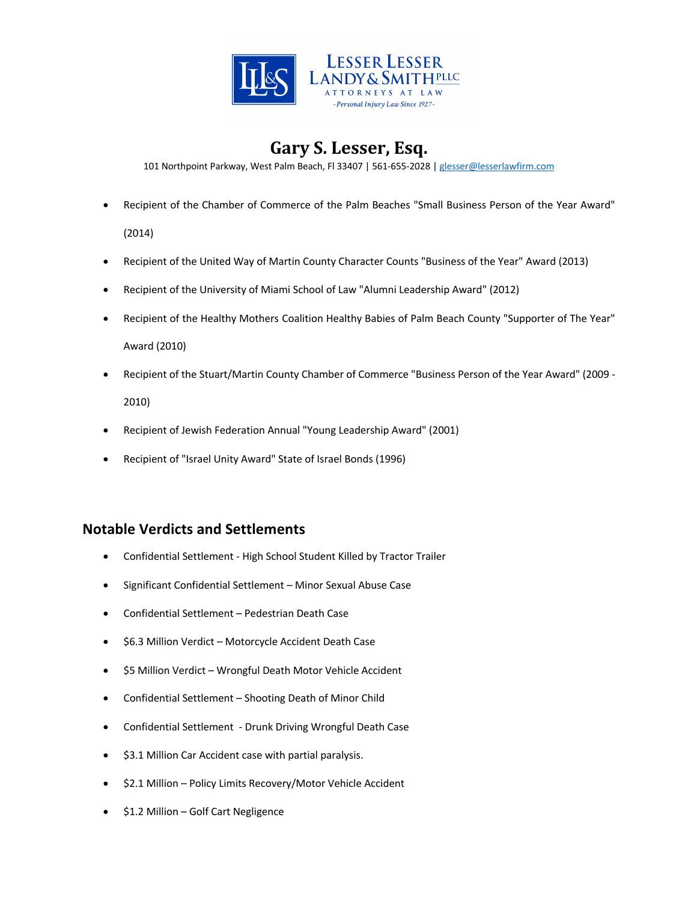**LESSER LESSER LANDY & SMITH PLLC**
ATTORNEYS AT LAW
*-Personal Injury Law Since 1927-*

# Gary S. Lesser, Esq.

101 Northpoint Parkway, West Palm Beach, Fl 33407 | 561-655-2028 | glesser@lesserlawfirm.com

- Recipient of the Chamber of Commerce of the Palm Beaches "Small Business Person of the Year Award" (2014)
- Recipient of the United Way of Martin County Character Counts "Business of the Year" Award (2013)
- Recipient of the University of Miami School of Law "Alumni Leadership Award" (2012)
- Recipient of the Healthy Mothers Coalition Healthy Babies of Palm Beach County "Supporter of The Year" Award (2010)
- Recipient of the Stuart/Martin County Chamber of Commerce "Business Person of the Year Award" (2009 - 2010)
- Recipient of Jewish Federation Annual "Young Leadership Award" (2001)
- Recipient of "Israel Unity Award" State of Israel Bonds (1996)

## Notable Verdicts and Settlements

- Confidential Settlement - High School Student Killed by Tractor Trailer
- Significant Confidential Settlement – Minor Sexual Abuse Case
- Confidential Settlement – Pedestrian Death Case
- $6.3 Million Verdict – Motorcycle Accident Death Case
- $5 Million Verdict – Wrongful Death Motor Vehicle Accident
- Confidential Settlement – Shooting Death of Minor Child
- Confidential Settlement - Drunk Driving Wrongful Death Case
- $3.1 Million Car Accident case with partial paralysis.
- $2.1 Million – Policy Limits Recovery/Motor Vehicle Accident
- $1.2 Million – Golf Cart Negligence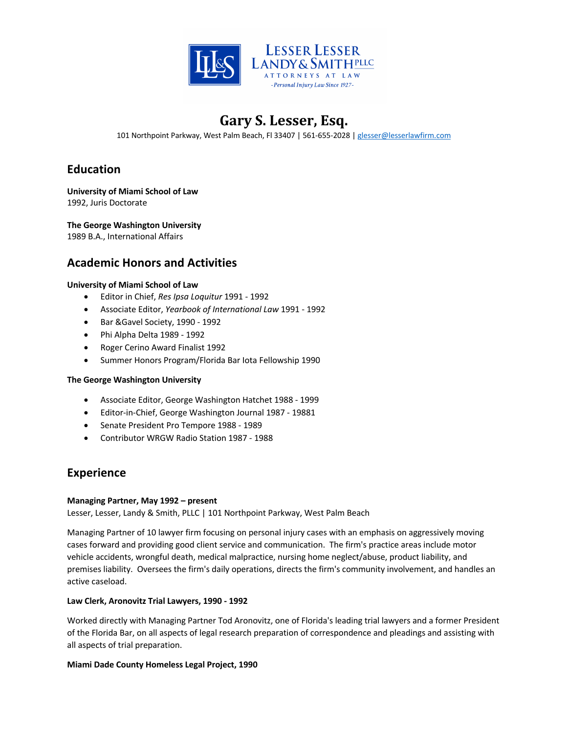LESSER LESSER LANDY & SMITH PLLC
ATTORNEYS AT LAW
-Personal Injury Law Since 1927-

# Gary S. Lesser, Esq.

101 Northpoint Parkway, West Palm Beach, Fl 33407 | 561-655-2028 | glesser@lesserlawfirm.com

## Education

**University of Miami School of Law**
1992, Juris Doctorate

**The George Washington University**
1989 B.A., International Affairs

## Academic Honors and Activities

**University of Miami School of Law**

- Editor in Chief, *Res Ipsa Loquitur* 1991 - 1992
- Associate Editor, *Yearbook of International Law* 1991 - 1992
- Bar &Gavel Society, 1990 - 1992
- Phi Alpha Delta 1989 - 1992
- Roger Cerino Award Finalist 1992
- Summer Honors Program/Florida Bar Iota Fellowship 1990

**The George Washington University**

- Associate Editor, George Washington Hatchet 1988 - 1999
- Editor-in-Chief, George Washington Journal 1987 - 19881
- Senate President Pro Tempore 1988 - 1989
- Contributor WRGW Radio Station 1987 - 1988

## Experience

**Managing Partner, May 1992 – present**
Lesser, Lesser, Landy & Smith, PLLC | 101 Northpoint Parkway, West Palm Beach

Managing Partner of 10 lawyer firm focusing on personal injury cases with an emphasis on aggressively moving cases forward and providing good client service and communication. The firm's practice areas include motor vehicle accidents, wrongful death, medical malpractice, nursing home neglect/abuse, product liability, and premises liability. Oversees the firm's daily operations, directs the firm's community involvement, and handles an active caseload.

**Law Clerk, Aronovitz Trial Lawyers, 1990 - 1992**

Worked directly with Managing Partner Tod Aronovitz, one of Florida's leading trial lawyers and a former President of the Florida Bar, on all aspects of legal research preparation of correspondence and pleadings and assisting with all aspects of trial preparation.

**Miami Dade County Homeless Legal Project, 1990**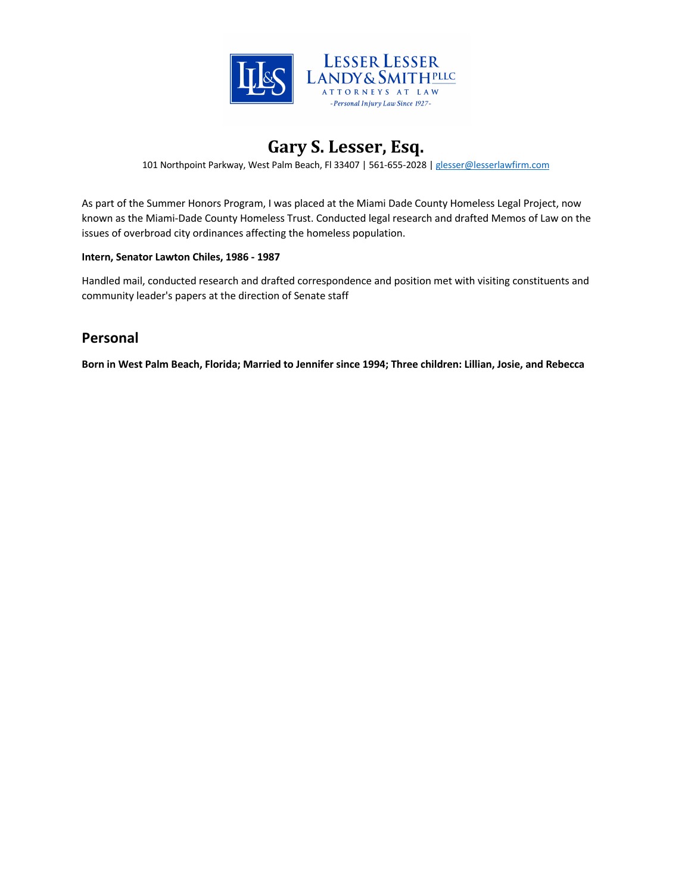# Gary S. Lesser, Esq.

101 Northpoint Parkway, West Palm Beach, Fl 33407 | 561-655-2028 | glesser@lesserlawfirm.com

As part of the Summer Honors Program, I was placed at the Miami Dade County Homeless Legal Project, now known as the Miami-Dade County Homeless Trust. Conducted legal research and drafted Memos of Law on the issues of overbroad city ordinances affecting the homeless population.

**Intern, Senator Lawton Chiles, 1986 - 1987**

Handled mail, conducted research and drafted correspondence and position met with visiting constituents and community leader's papers at the direction of Senate staff

## Personal

**Born in West Palm Beach, Florida; Married to Jennifer since 1994; Three children: Lillian, Josie, and Rebecca**